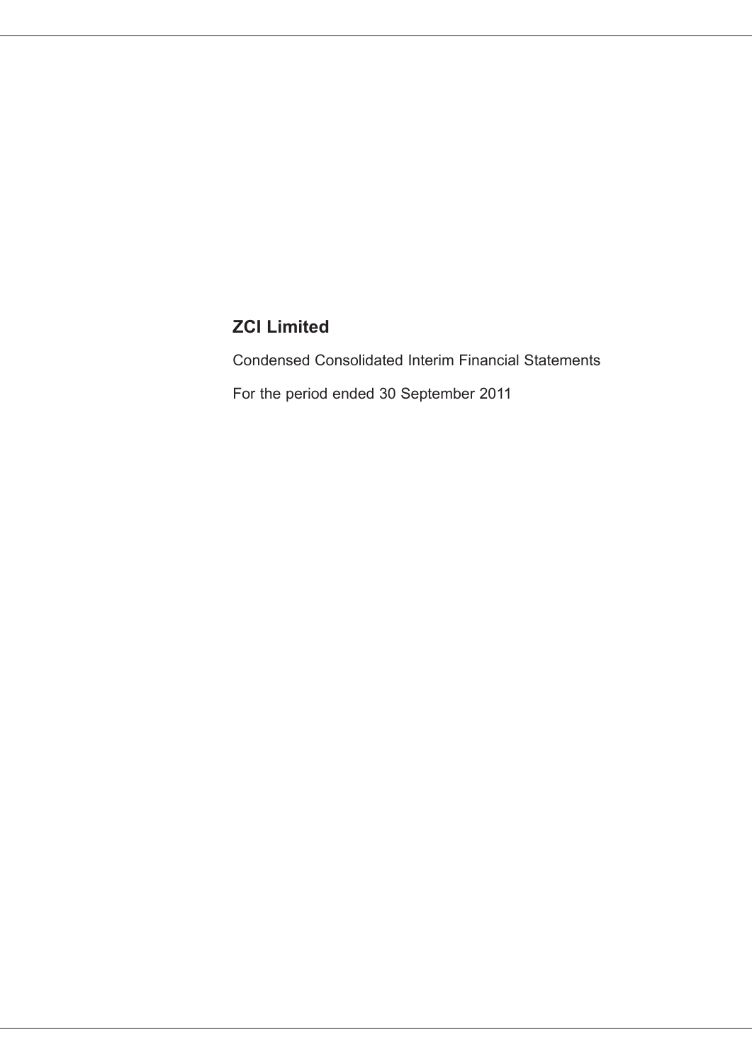# ZCI Limited

Condensed Consolidated Interim Financial Statements

For the period ended 30 September 2011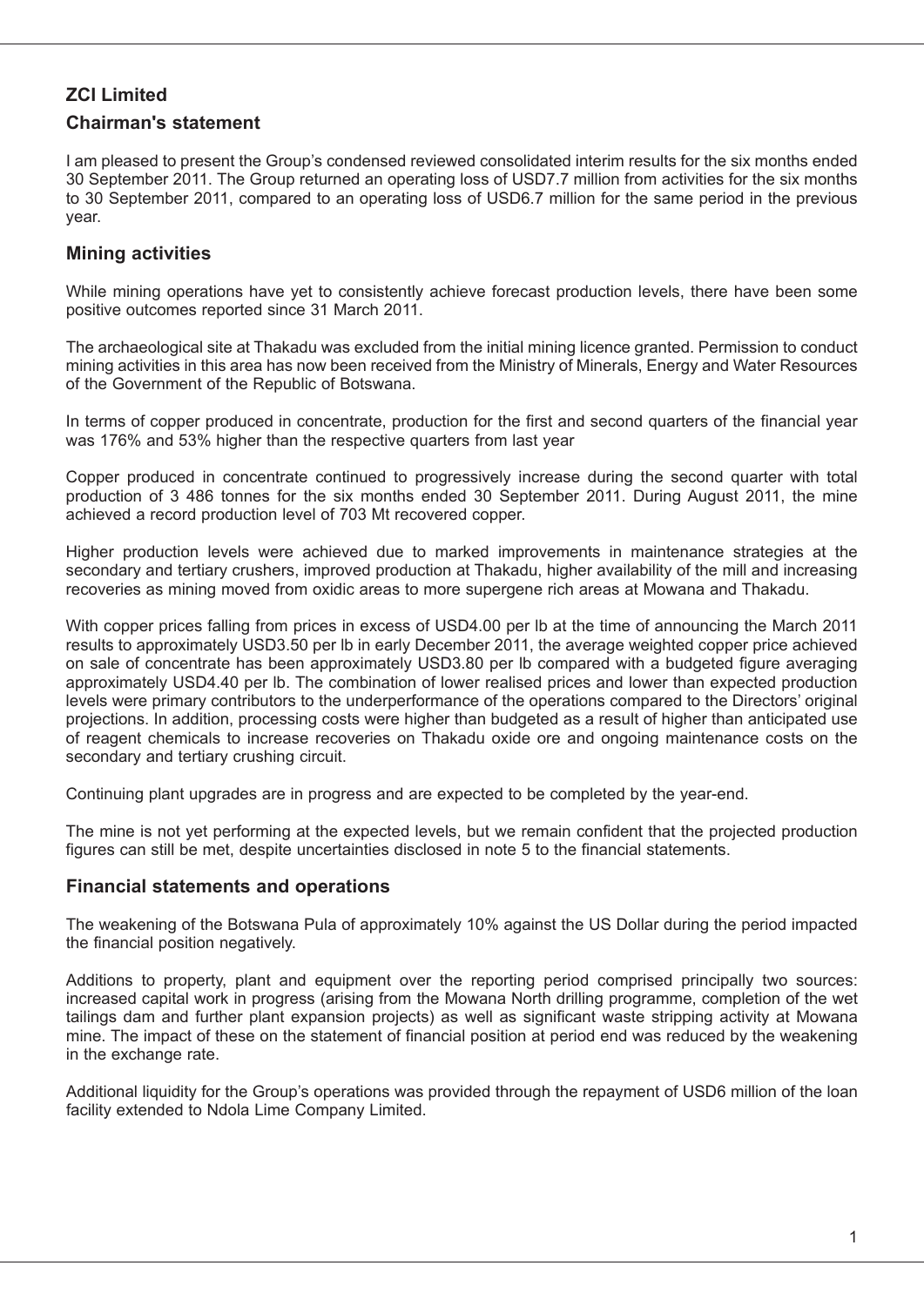## ZCI Limited

### Chairman's statement

I am pleased to present the Group's condensed reviewed consolidated interim results for the six months ended 30 September 2011. The Group returned an operating loss of USD7.7 million from activities for the six months to 30 September 2011, compared to an operating loss of USD6.7 million for the same period in the previous year.

### Mining activities

While mining operations have yet to consistently achieve forecast production levels, there have been some positive outcomes reported since 31 March 2011.

The archaeological site at Thakadu was excluded from the initial mining licence granted. Permission to conduct mining activities in this area has now been received from the Ministry of Minerals, Energy and Water Resources of the Government of the Republic of Botswana.

In terms of copper produced in concentrate, production for the first and second quarters of the financial year was 176% and 53% higher than the respective quarters from last year

Copper produced in concentrate continued to progressively increase during the second quarter with total production of 3 486 tonnes for the six months ended 30 September 2011. During August 2011, the mine achieved a record production level of 703 Mt recovered copper.

Higher production levels were achieved due to marked improvements in maintenance strategies at the secondary and tertiary crushers, improved production at Thakadu, higher availability of the mill and increasing recoveries as mining moved from oxidic areas to more supergene rich areas at Mowana and Thakadu.

With copper prices falling from prices in excess of USD4.00 per lb at the time of announcing the March 2011 results to approximately USD3.50 per lb in early December 2011, the average weighted copper price achieved on sale of concentrate has been approximately USD3.80 per lb compared with a budgeted figure averaging approximately USD4.40 per lb. The combination of lower realised prices and lower than expected production levels were primary contributors to the underperformance of the operations compared to the Directors' original projections. In addition, processing costs were higher than budgeted as a result of higher than anticipated use of reagent chemicals to increase recoveries on Thakadu oxide ore and ongoing maintenance costs on the secondary and tertiary crushing circuit.

Continuing plant upgrades are in progress and are expected to be completed by the year-end.

The mine is not yet performing at the expected levels, but we remain confident that the projected production figures can still be met, despite uncertainties disclosed in note 5 to the financial statements.

### Financial statements and operations

The weakening of the Botswana Pula of approximately 10% against the US Dollar during the period impacted the financial position negatively.

Additions to property, plant and equipment over the reporting period comprised principally two sources: increased capital work in progress (arising from the Mowana North drilling programme, completion of the wet tailings dam and further plant expansion projects) as well as significant waste stripping activity at Mowana mine. The impact of these on the statement of financial position at period end was reduced by the weakening in the exchange rate.

Additional liquidity for the Group's operations was provided through the repayment of USD6 million of the loan facility extended to Ndola Lime Company Limited.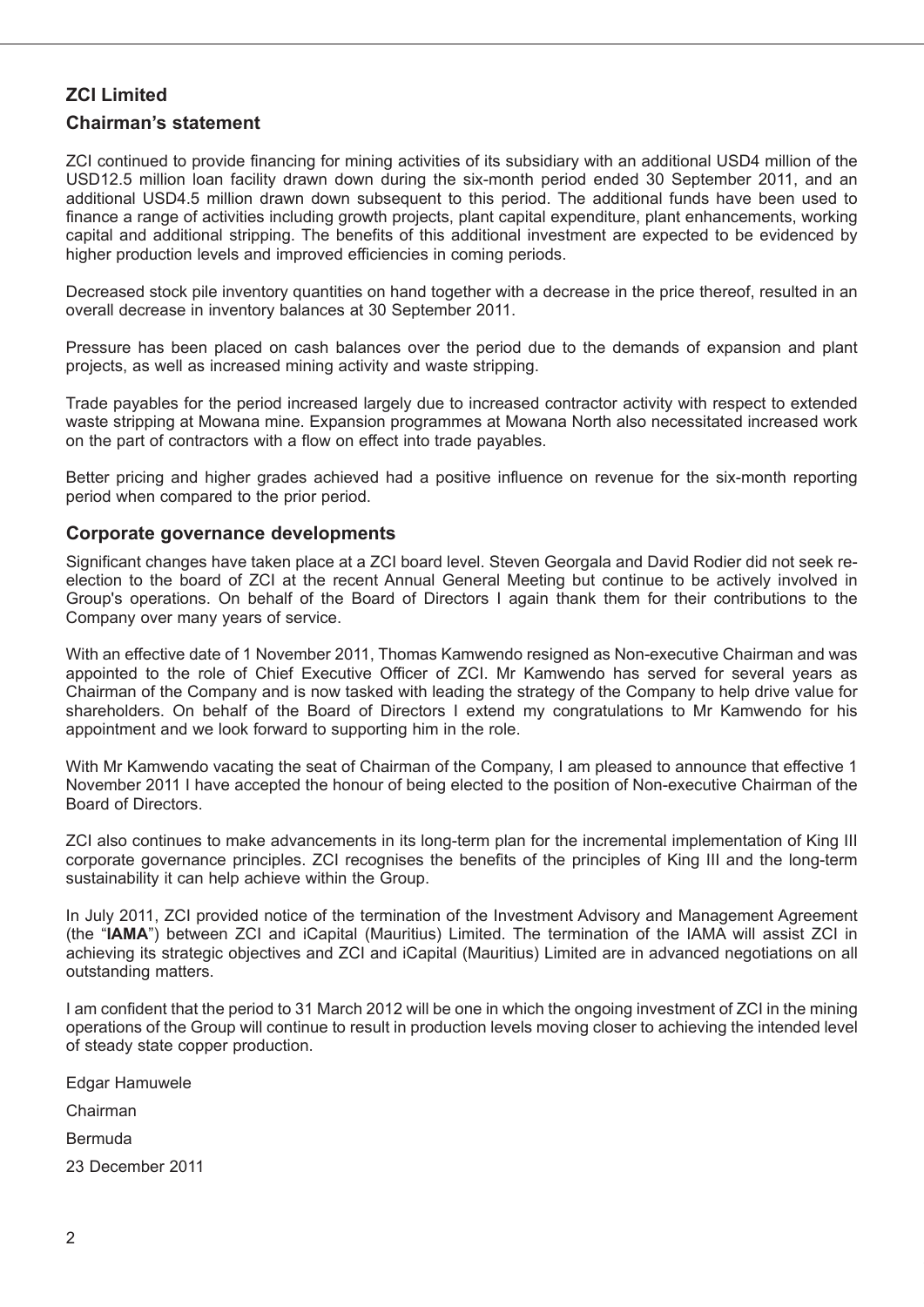## ZCI Limited

### Chairman's statement

ZCI continued to provide financing for mining activities of its subsidiary with an additional USD4 million of the USD12.5 million loan facility drawn down during the six-month period ended 30 September 2011, and an additional USD4.5 million drawn down subsequent to this period. The additional funds have been used to finance a range of activities including growth projects, plant capital expenditure, plant enhancements, working capital and additional stripping. The benefits of this additional investment are expected to be evidenced by higher production levels and improved efficiencies in coming periods.

Decreased stock pile inventory quantities on hand together with a decrease in the price thereof, resulted in an overall decrease in inventory balances at 30 September 2011.

Pressure has been placed on cash balances over the period due to the demands of expansion and plant projects, as well as increased mining activity and waste stripping.

Trade payables for the period increased largely due to increased contractor activity with respect to extended waste stripping at Mowana mine. Expansion programmes at Mowana North also necessitated increased work on the part of contractors with a flow on effect into trade payables.

Better pricing and higher grades achieved had a positive influence on revenue for the six-month reporting period when compared to the prior period.

### Corporate governance developments

Significant changes have taken place at a ZCI board level. Steven Georgala and David Rodier did not seek re-election to the board of ZCI at the recent Annual General Meeting but continue to be actively involved in Group's operations. On behalf of the Board of Directors I again thank them for their contributions to the Company over many years of service.

With an effective date of 1 November 2011, Thomas Kamwendo resigned as Non-executive Chairman and was appointed to the role of Chief Executive Officer of ZCI. Mr Kamwendo has served for several years as Chairman of the Company and is now tasked with leading the strategy of the Company to help drive value for shareholders. On behalf of the Board of Directors I extend my congratulations to Mr Kamwendo for his appointment and we look forward to supporting him in the role.

With Mr Kamwendo vacating the seat of Chairman of the Company, I am pleased to announce that effective 1 November 2011 I have accepted the honour of being elected to the position of Non-executive Chairman of the Board of Directors.

ZCI also continues to make advancements in its long-term plan for the incremental implementation of King III corporate governance principles. ZCI recognises the benefits of the principles of King III and the long-term sustainability it can help achieve within the Group.

In July 2011, ZCI provided notice of the termination of the Investment Advisory and Management Agreement (the "**IAMA**") between ZCI and iCapital (Mauritius) Limited. The termination of the IAMA will assist ZCI in achieving its strategic objectives and ZCI and iCapital (Mauritius) Limited are in advanced negotiations on all outstanding matters.

I am confident that the period to 31 March 2012 will be one in which the ongoing investment of ZCI in the mining operations of the Group will continue to result in production levels moving closer to achieving the intended level of steady state copper production.

Edgar Hamuwele

Chairman

Bermuda

23 December 2011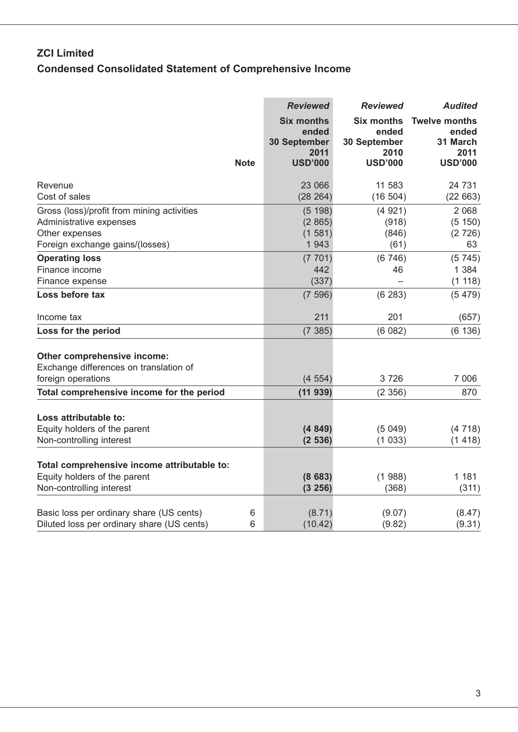## ZCI Limited

## Condensed Consolidated Statement of Comprehensive Income

| | Note | *Reviewed* Six months ended 30 September 2011 USD'000 | *Reviewed* Six months ended 30 September 2010 USD'000 | *Audited* Twelve months ended 31 March 2011 USD'000 |
|---|---|---|---|---|
| Revenue | | 23 066 | 11 583 | 24 731 |
| Cost of sales | | (28 264) | (16 504) | (22 663) |
| Gross (loss)/profit from mining activities | | (5 198) | (4 921) | 2 068 |
| Administrative expenses | | (2 865) | (918) | (5 150) |
| Other expenses | | (1 581) | (846) | (2 726) |
| Foreign exchange gains/(losses) | | 1 943 | (61) | 63 |
| **Operating loss** | | (7 701) | (6 746) | (5 745) |
| Finance income | | 442 | 46 | 1 384 |
| Finance expense | | (337) | – | (1 118) |
| **Loss before tax** | | (7 596) | (6 283) | (5 479) |
| Income tax | | 211 | 201 | (657) |
| **Loss for the period** | | (7 385) | (6 082) | (6 136) |
| **Other comprehensive income:** | | | | |
| Exchange differences on translation of foreign operations | | (4 554) | 3 726 | 7 006 |
| **Total comprehensive income for the period** | | **(11 939)** | (2 356) | 870 |
| **Loss attributable to:** | | | | |
| Equity holders of the parent | | **(4 849)** | (5 049) | (4 718) |
| Non-controlling interest | | **(2 536)** | (1 033) | (1 418) |
| **Total comprehensive income attributable to:** | | | | |
| Equity holders of the parent | | **(8 683)** | (1 988) | 1 181 |
| Non-controlling interest | | **(3 256)** | (368) | (311) |
| Basic loss per ordinary share (US cents) | 6 | (8.71) | (9.07) | (8.47) |
| Diluted loss per ordinary share (US cents) | 6 | (10.42) | (9.82) | (9.31) |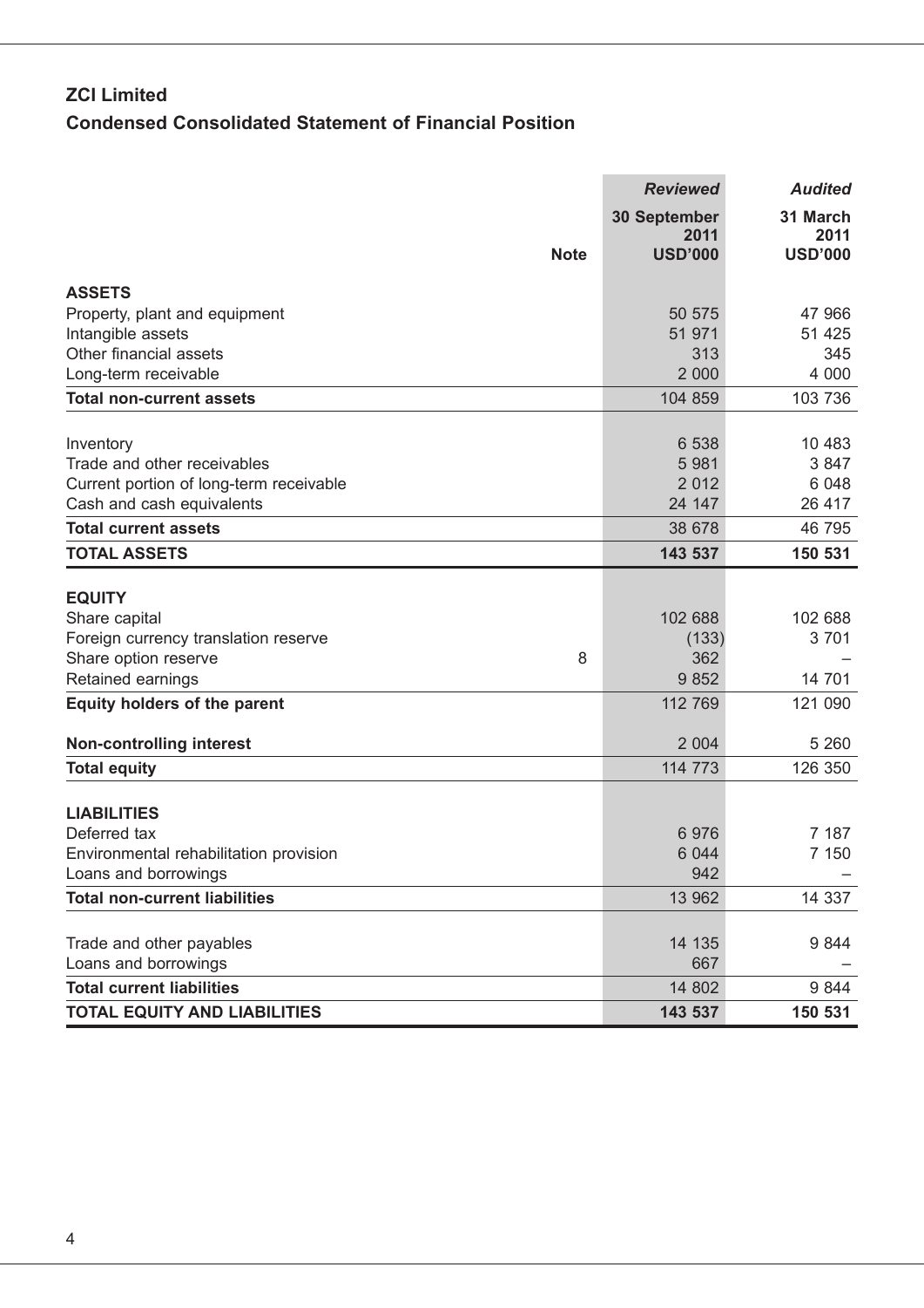## ZCI Limited

## Condensed Consolidated Statement of Financial Position

| | Note | *Reviewed* 30 September 2011 USD'000 | *Audited* 31 March 2011 USD'000 |
|---|---|---|---|
| **ASSETS** | | | |
| Property, plant and equipment | | 50 575 | 47 966 |
| Intangible assets | | 51 971 | 51 425 |
| Other financial assets | | 313 | 345 |
| Long-term receivable | | 2 000 | 4 000 |
| **Total non-current assets** | | 104 859 | 103 736 |
| Inventory | | 6 538 | 10 483 |
| Trade and other receivables | | 5 981 | 3 847 |
| Current portion of long-term receivable | | 2 012 | 6 048 |
| Cash and cash equivalents | | 24 147 | 26 417 |
| **Total current assets** | | 38 678 | 46 795 |
| **TOTAL ASSETS** | | **143 537** | **150 531** |
| **EQUITY** | | | |
| Share capital | | 102 688 | 102 688 |
| Foreign currency translation reserve | | (133) | 3 701 |
| Share option reserve | 8 | 362 | – |
| Retained earnings | | 9 852 | 14 701 |
| **Equity holders of the parent** | | 112 769 | 121 090 |
| **Non-controlling interest** | | 2 004 | 5 260 |
| **Total equity** | | 114 773 | 126 350 |
| **LIABILITIES** | | | |
| Deferred tax | | 6 976 | 7 187 |
| Environmental rehabilitation provision | | 6 044 | 7 150 |
| Loans and borrowings | | 942 | – |
| **Total non-current liabilities** | | 13 962 | 14 337 |
| Trade and other payables | | 14 135 | 9 844 |
| Loans and borrowings | | 667 | – |
| **Total current liabilities** | | 14 802 | 9 844 |
| **TOTAL EQUITY AND LIABILITIES** | | **143 537** | **150 531** |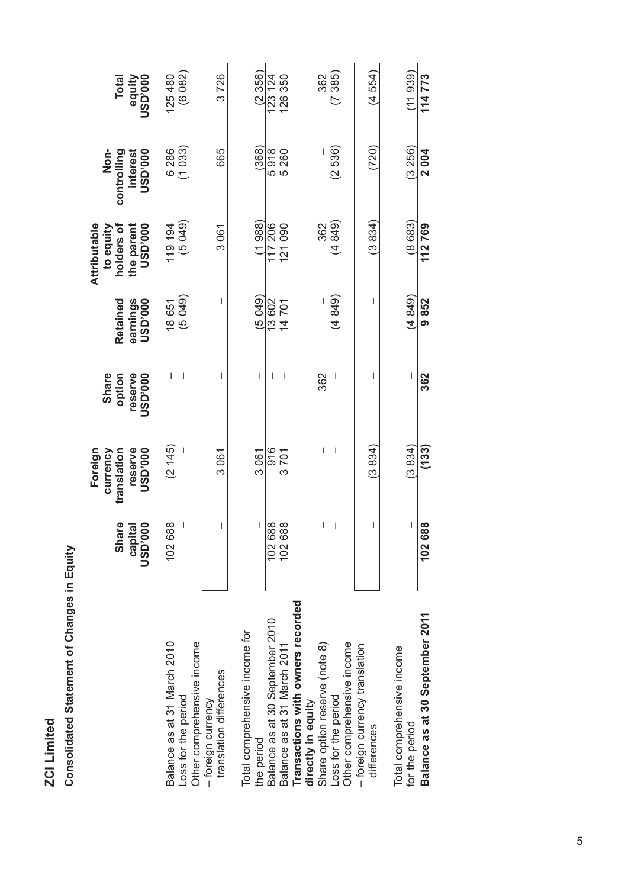**ZCI Limited**

**Consolidated Statement of Changes in Equity**

| | Share capital USD'000 | Foreign currency translation reserve USD'000 | Share option reserve USD'000 | Retained earnings USD'000 | Attributable to equity holders of the parent USD'000 | Non-controlling interest USD'000 | Total equity USD'000 |
|---|---|---|---|---|---|---|---|
| Balance as at 31 March 2010 | 102 688 | (2 145) | – | 18 651 | 119 194 | 6 286 | 125 480 |
| Loss for the period | – | – | – | (5 049) | (5 049) | (1 033) | (6 082) |
| Other comprehensive income | | | | | | | |
| – foreign currency translation differences | – | 3 061 | – | – | 3 061 | 665 | 3 726 |
| Total comprehensive income for the period | – | 3 061 | – | (5 049) | (1 988) | (368) | (2 356) |
| Balance as at 30 September 2010 | 102 688 | 916 | – | 13 602 | 117 206 | 5 918 | 123 124 |
| Balance as at 31 March 2011 | 102 688 | 3 701 | – | 14 701 | 121 090 | 5 260 | 126 350 |
| **Transactions with owners recorded directly in equity** | | | | | | | |
| Share option reserve (note 8) | – | – | 362 | – | 362 | – | 362 |
| Loss for the period | – | – | – | (4 849) | (4 849) | (2 536) | (7 385) |
| Other comprehensive income | | | | | | | |
| – foreign currency translation differences | – | (3 834) | – | – | (3 834) | (720) | (4 554) |
| Total comprehensive income for the period | – | (3 834) | – | (4 849) | (8 683) | (3 256) | (11 939) |
| **Balance as at 30 September 2011** | **102 688** | **(133)** | **362** | **9 852** | **112 769** | **2 004** | **114 773** |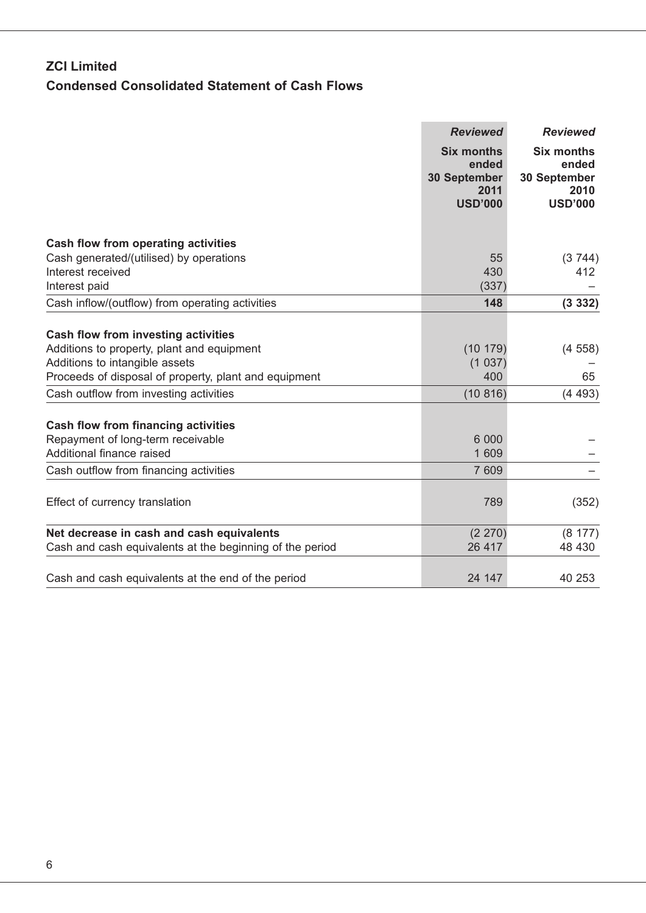## ZCI Limited

## Condensed Consolidated Statement of Cash Flows

| | *Reviewed* Six months ended 30 September 2011 USD'000 | *Reviewed* Six months ended 30 September 2010 USD'000 |
|---|---|---|
| **Cash flow from operating activities** | | |
| Cash generated/(utilised) by operations | 55 | (3 744) |
| Interest received | 430 | 412 |
| Interest paid | (337) | – |
| Cash inflow/(outflow) from operating activities | **148** | **(3 332)** |
| **Cash flow from investing activities** | | |
| Additions to property, plant and equipment | (10 179) | (4 558) |
| Additions to intangible assets | (1 037) | – |
| Proceeds of disposal of property, plant and equipment | 400 | 65 |
| Cash outflow from investing activities | (10 816) | (4 493) |
| **Cash flow from financing activities** | | |
| Repayment of long-term receivable | 6 000 | – |
| Additional finance raised | 1 609 | – |
| Cash outflow from financing activities | 7 609 | – |
| Effect of currency translation | 789 | (352) |
| **Net decrease in cash and cash equivalents** | (2 270) | (8 177) |
| Cash and cash equivalents at the beginning of the period | 26 417 | 48 430 |
| Cash and cash equivalents at the end of the period | 24 147 | 40 253 |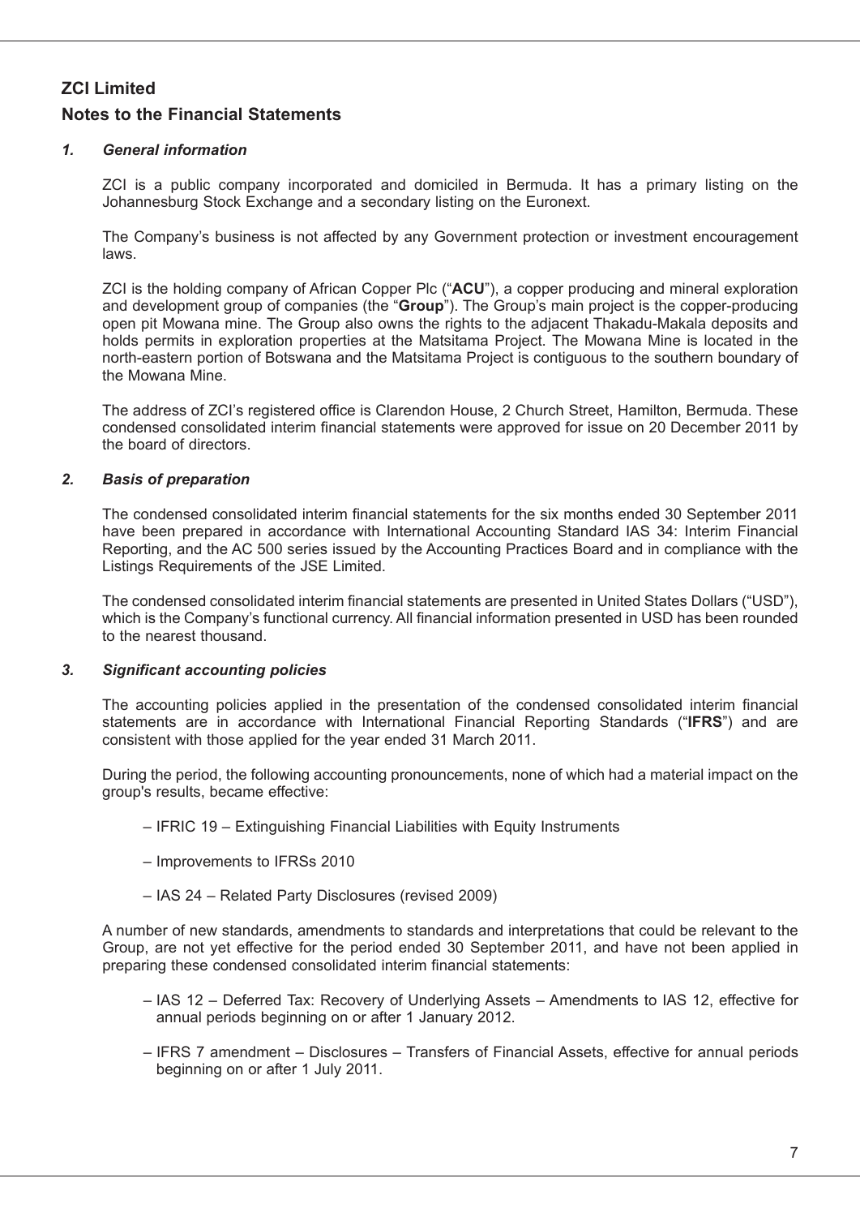## ZCI Limited

## Notes to the Financial Statements

### *1. General information*

ZCI is a public company incorporated and domiciled in Bermuda. It has a primary listing on the Johannesburg Stock Exchange and a secondary listing on the Euronext.

The Company's business is not affected by any Government protection or investment encouragement laws.

ZCI is the holding company of African Copper Plc ("**ACU**"), a copper producing and mineral exploration and development group of companies (the "**Group**"). The Group's main project is the copper-producing open pit Mowana mine. The Group also owns the rights to the adjacent Thakadu-Makala deposits and holds permits in exploration properties at the Matsitama Project. The Mowana Mine is located in the north-eastern portion of Botswana and the Matsitama Project is contiguous to the southern boundary of the Mowana Mine.

The address of ZCI's registered office is Clarendon House, 2 Church Street, Hamilton, Bermuda. These condensed consolidated interim financial statements were approved for issue on 20 December 2011 by the board of directors.

### *2. Basis of preparation*

The condensed consolidated interim financial statements for the six months ended 30 September 2011 have been prepared in accordance with International Accounting Standard IAS 34: Interim Financial Reporting, and the AC 500 series issued by the Accounting Practices Board and in compliance with the Listings Requirements of the JSE Limited.

The condensed consolidated interim financial statements are presented in United States Dollars ("USD"), which is the Company's functional currency. All financial information presented in USD has been rounded to the nearest thousand.

### *3. Significant accounting policies*

The accounting policies applied in the presentation of the condensed consolidated interim financial statements are in accordance with International Financial Reporting Standards ("**IFRS**") and are consistent with those applied for the year ended 31 March 2011.

During the period, the following accounting pronouncements, none of which had a material impact on the group's results, became effective:

- IFRIC 19 – Extinguishing Financial Liabilities with Equity Instruments
- Improvements to IFRSs 2010
- IAS 24 – Related Party Disclosures (revised 2009)

A number of new standards, amendments to standards and interpretations that could be relevant to the Group, are not yet effective for the period ended 30 September 2011, and have not been applied in preparing these condensed consolidated interim financial statements:

- IAS 12 – Deferred Tax: Recovery of Underlying Assets – Amendments to IAS 12, effective for annual periods beginning on or after 1 January 2012.
- IFRS 7 amendment – Disclosures – Transfers of Financial Assets, effective for annual periods beginning on or after 1 July 2011.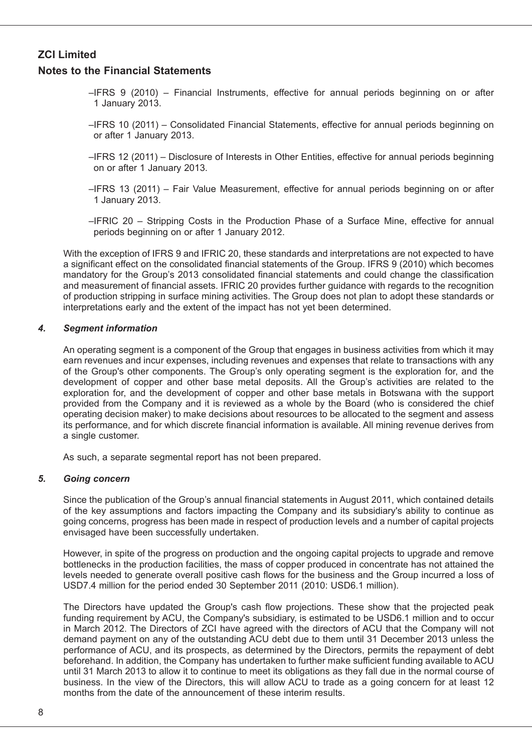## ZCI Limited

## Notes to the Financial Statements

- –IFRS 9 (2010) – Financial Instruments, effective for annual periods beginning on or after 1 January 2013.
- –IFRS 10 (2011) – Consolidated Financial Statements, effective for annual periods beginning on or after 1 January 2013.
- –IFRS 12 (2011) – Disclosure of Interests in Other Entities, effective for annual periods beginning on or after 1 January 2013.
- –IFRS 13 (2011) – Fair Value Measurement, effective for annual periods beginning on or after 1 January 2013.
- –IFRIC 20 – Stripping Costs in the Production Phase of a Surface Mine, effective for annual periods beginning on or after 1 January 2012.

With the exception of IFRS 9 and IFRIC 20, these standards and interpretations are not expected to have a significant effect on the consolidated financial statements of the Group. IFRS 9 (2010) which becomes mandatory for the Group's 2013 consolidated financial statements and could change the classification and measurement of financial assets. IFRIC 20 provides further guidance with regards to the recognition of production stripping in surface mining activities. The Group does not plan to adopt these standards or interpretations early and the extent of the impact has not yet been determined.

### *4. Segment information*

An operating segment is a component of the Group that engages in business activities from which it may earn revenues and incur expenses, including revenues and expenses that relate to transactions with any of the Group's other components. The Group's only operating segment is the exploration for, and the development of copper and other base metal deposits. All the Group's activities are related to the exploration for, and the development of copper and other base metals in Botswana with the support provided from the Company and it is reviewed as a whole by the Board (who is considered the chief operating decision maker) to make decisions about resources to be allocated to the segment and assess its performance, and for which discrete financial information is available. All mining revenue derives from a single customer.

As such, a separate segmental report has not been prepared.

### *5. Going concern*

Since the publication of the Group's annual financial statements in August 2011, which contained details of the key assumptions and factors impacting the Company and its subsidiary's ability to continue as going concerns, progress has been made in respect of production levels and a number of capital projects envisaged have been successfully undertaken.

However, in spite of the progress on production and the ongoing capital projects to upgrade and remove bottlenecks in the production facilities, the mass of copper produced in concentrate has not attained the levels needed to generate overall positive cash flows for the business and the Group incurred a loss of USD7.4 million for the period ended 30 September 2011 (2010: USD6.1 million).

The Directors have updated the Group's cash flow projections. These show that the projected peak funding requirement by ACU, the Company's subsidiary, is estimated to be USD6.1 million and to occur in March 2012. The Directors of ZCI have agreed with the directors of ACU that the Company will not demand payment on any of the outstanding ACU debt due to them until 31 December 2013 unless the performance of ACU, and its prospects, as determined by the Directors, permits the repayment of debt beforehand. In addition, the Company has undertaken to further make sufficient funding available to ACU until 31 March 2013 to allow it to continue to meet its obligations as they fall due in the normal course of business. In the view of the Directors, this will allow ACU to trade as a going concern for at least 12 months from the date of the announcement of these interim results.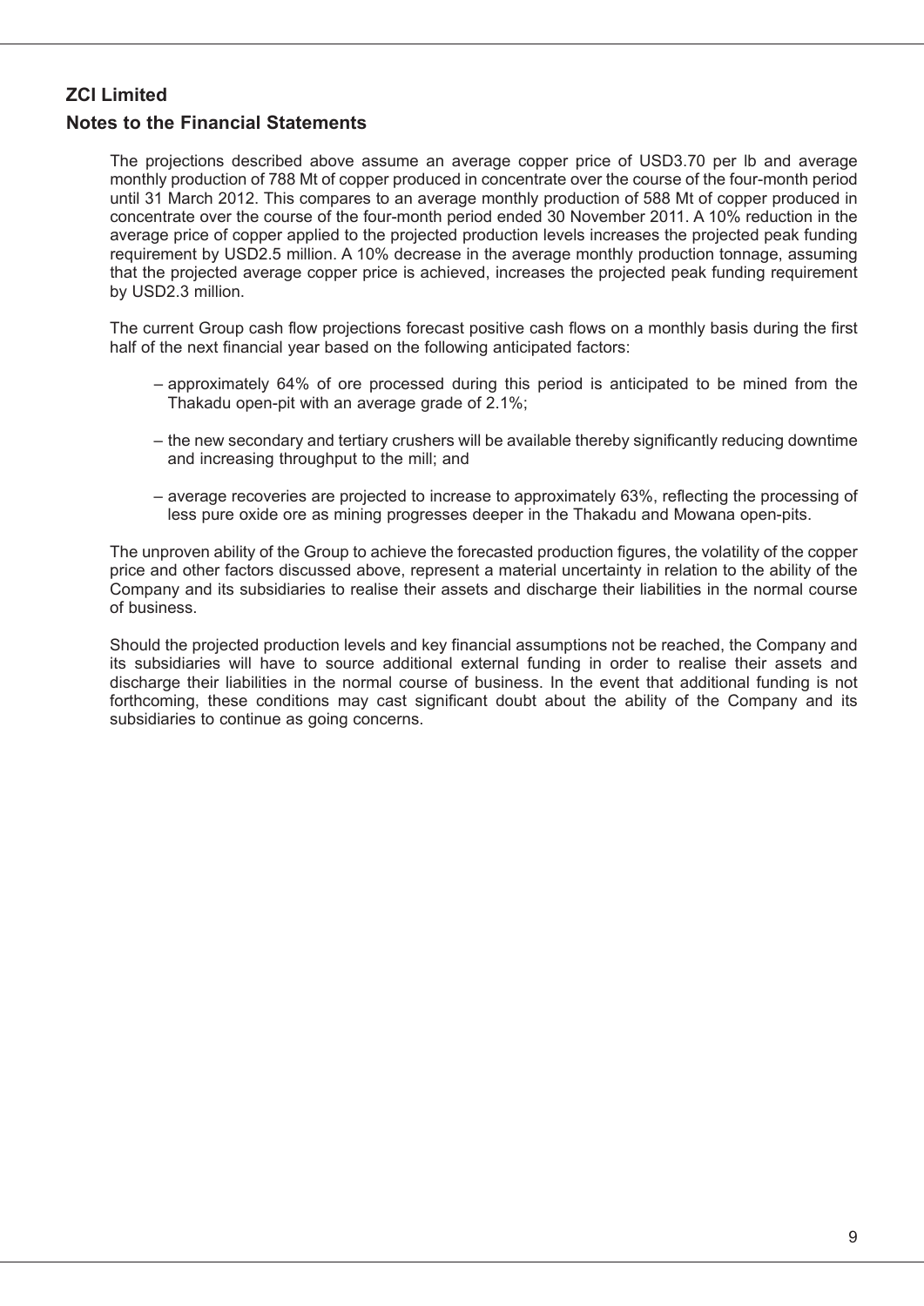## ZCI Limited

### Notes to the Financial Statements

The projections described above assume an average copper price of USD3.70 per lb and average monthly production of 788 Mt of copper produced in concentrate over the course of the four-month period until 31 March 2012. This compares to an average monthly production of 588 Mt of copper produced in concentrate over the course of the four-month period ended 30 November 2011. A 10% reduction in the average price of copper applied to the projected production levels increases the projected peak funding requirement by USD2.5 million. A 10% decrease in the average monthly production tonnage, assuming that the projected average copper price is achieved, increases the projected peak funding requirement by USD2.3 million.

The current Group cash flow projections forecast positive cash flows on a monthly basis during the first half of the next financial year based on the following anticipated factors:

- approximately 64% of ore processed during this period is anticipated to be mined from the Thakadu open-pit with an average grade of 2.1%;
- the new secondary and tertiary crushers will be available thereby significantly reducing downtime and increasing throughput to the mill; and
- average recoveries are projected to increase to approximately 63%, reflecting the processing of less pure oxide ore as mining progresses deeper in the Thakadu and Mowana open-pits.

The unproven ability of the Group to achieve the forecasted production figures, the volatility of the copper price and other factors discussed above, represent a material uncertainty in relation to the ability of the Company and its subsidiaries to realise their assets and discharge their liabilities in the normal course of business.

Should the projected production levels and key financial assumptions not be reached, the Company and its subsidiaries will have to source additional external funding in order to realise their assets and discharge their liabilities in the normal course of business. In the event that additional funding is not forthcoming, these conditions may cast significant doubt about the ability of the Company and its subsidiaries to continue as going concerns.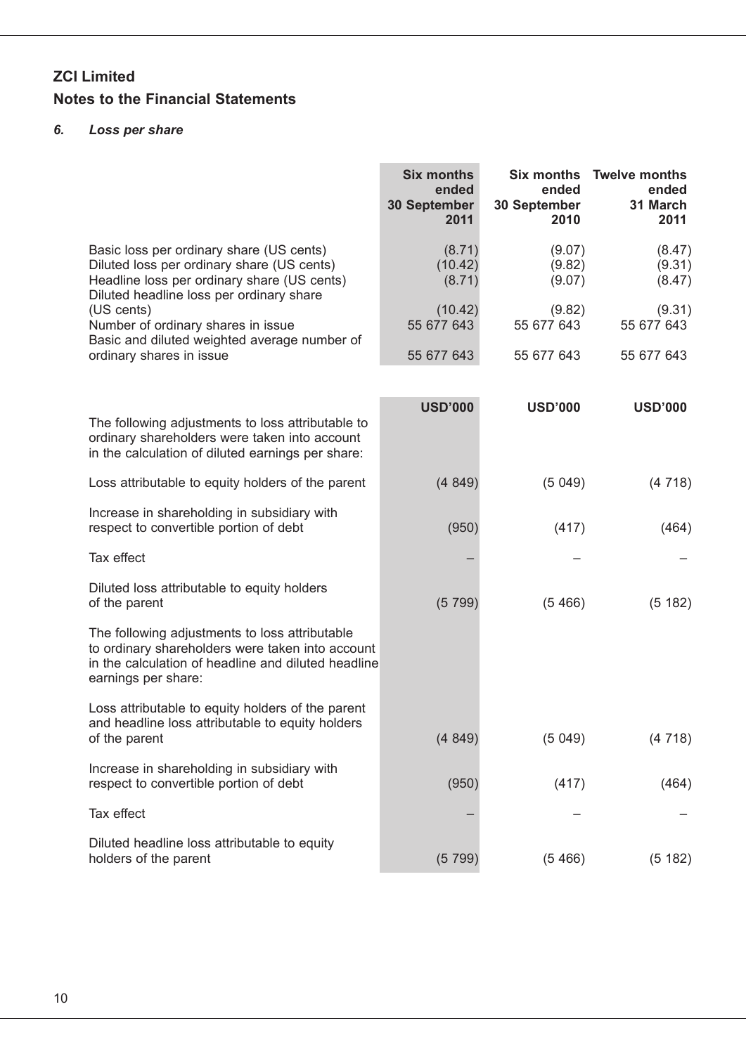# ZCI Limited

## Notes to the Financial Statements

### *6. Loss per share*

| | Six months ended 30 September 2011 | Six months ended 30 September 2010 | Twelve months ended 31 March 2011 |
|---|---|---|---|
| Basic loss per ordinary share (US cents) | (8.71) | (9.07) | (8.47) |
| Diluted loss per ordinary share (US cents) | (10.42) | (9.82) | (9.31) |
| Headline loss per ordinary share (US cents) | (8.71) | (9.07) | (8.47) |
| Diluted headline loss per ordinary share (US cents) | (10.42) | (9.82) | (9.31) |
| Number of ordinary shares in issue | 55 677 643 | 55 677 643 | 55 677 643 |
| Basic and diluted weighted average number of ordinary shares in issue | 55 677 643 | 55 677 643 | 55 677 643 |

| | USD'000 | USD'000 | USD'000 |
|---|---|---|---|
| The following adjustments to loss attributable to ordinary shareholders were taken into account in the calculation of diluted earnings per share: | | | |
| Loss attributable to equity holders of the parent | (4 849) | (5 049) | (4 718) |
| Increase in shareholding in subsidiary with respect to convertible portion of debt | (950) | (417) | (464) |
| Tax effect | – | – | – |
| Diluted loss attributable to equity holders of the parent | (5 799) | (5 466) | (5 182) |
| The following adjustments to loss attributable to ordinary shareholders were taken into account in the calculation of headline and diluted headline earnings per share: | | | |
| Loss attributable to equity holders of the parent and headline loss attributable to equity holders of the parent | (4 849) | (5 049) | (4 718) |
| Increase in shareholding in subsidiary with respect to convertible portion of debt | (950) | (417) | (464) |
| Tax effect | – | – | – |
| Diluted headline loss attributable to equity holders of the parent | (5 799) | (5 466) | (5 182) |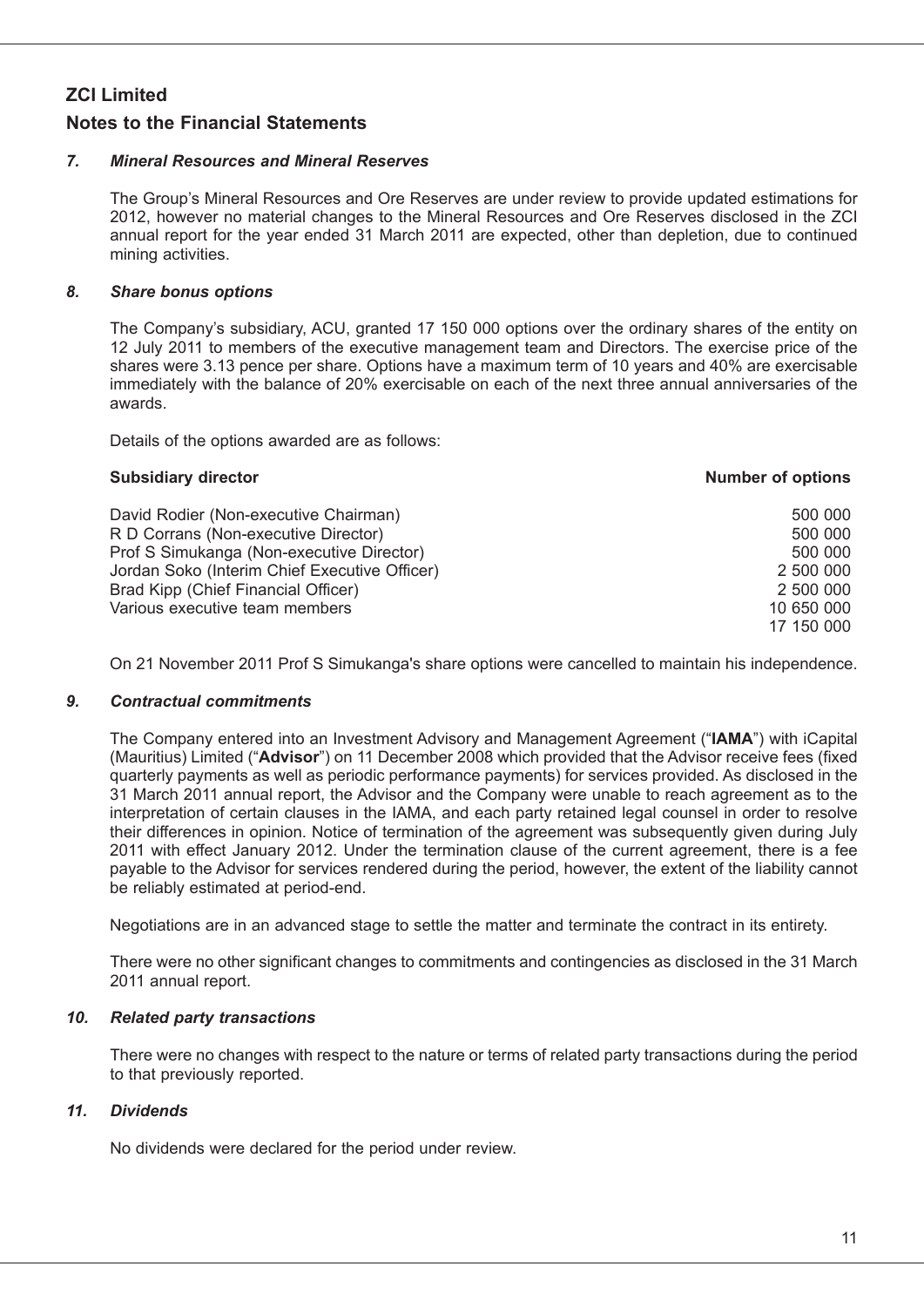## ZCI Limited

## Notes to the Financial Statements

### *7. Mineral Resources and Mineral Reserves*

The Group's Mineral Resources and Ore Reserves are under review to provide updated estimations for 2012, however no material changes to the Mineral Resources and Ore Reserves disclosed in the ZCI annual report for the year ended 31 March 2011 are expected, other than depletion, due to continued mining activities.

### *8. Share bonus options*

The Company's subsidiary, ACU, granted 17 150 000 options over the ordinary shares of the entity on 12 July 2011 to members of the executive management team and Directors. The exercise price of the shares were 3.13 pence per share. Options have a maximum term of 10 years and 40% are exercisable immediately with the balance of 20% exercisable on each of the next three annual anniversaries of the awards.

Details of the options awarded are as follows:

| **Subsidiary director** | **Number of options** |
|---|---|
| David Rodier (Non-executive Chairman) | 500 000 |
| R D Corrans (Non-executive Director) | 500 000 |
| Prof S Simukanga (Non-executive Director) | 500 000 |
| Jordan Soko (Interim Chief Executive Officer) | 2 500 000 |
| Brad Kipp (Chief Financial Officer) | 2 500 000 |
| Various executive team members | 10 650 000 |
| | 17 150 000 |

On 21 November 2011 Prof S Simukanga's share options were cancelled to maintain his independence.

### *9. Contractual commitments*

The Company entered into an Investment Advisory and Management Agreement ("**IAMA**") with iCapital (Mauritius) Limited ("**Advisor**") on 11 December 2008 which provided that the Advisor receive fees (fixed quarterly payments as well as periodic performance payments) for services provided. As disclosed in the 31 March 2011 annual report, the Advisor and the Company were unable to reach agreement as to the interpretation of certain clauses in the IAMA, and each party retained legal counsel in order to resolve their differences in opinion. Notice of termination of the agreement was subsequently given during July 2011 with effect January 2012. Under the termination clause of the current agreement, there is a fee payable to the Advisor for services rendered during the period, however, the extent of the liability cannot be reliably estimated at period-end.

Negotiations are in an advanced stage to settle the matter and terminate the contract in its entirety.

There were no other significant changes to commitments and contingencies as disclosed in the 31 March 2011 annual report.

### *10. Related party transactions*

There were no changes with respect to the nature or terms of related party transactions during the period to that previously reported.

### *11. Dividends*

No dividends were declared for the period under review.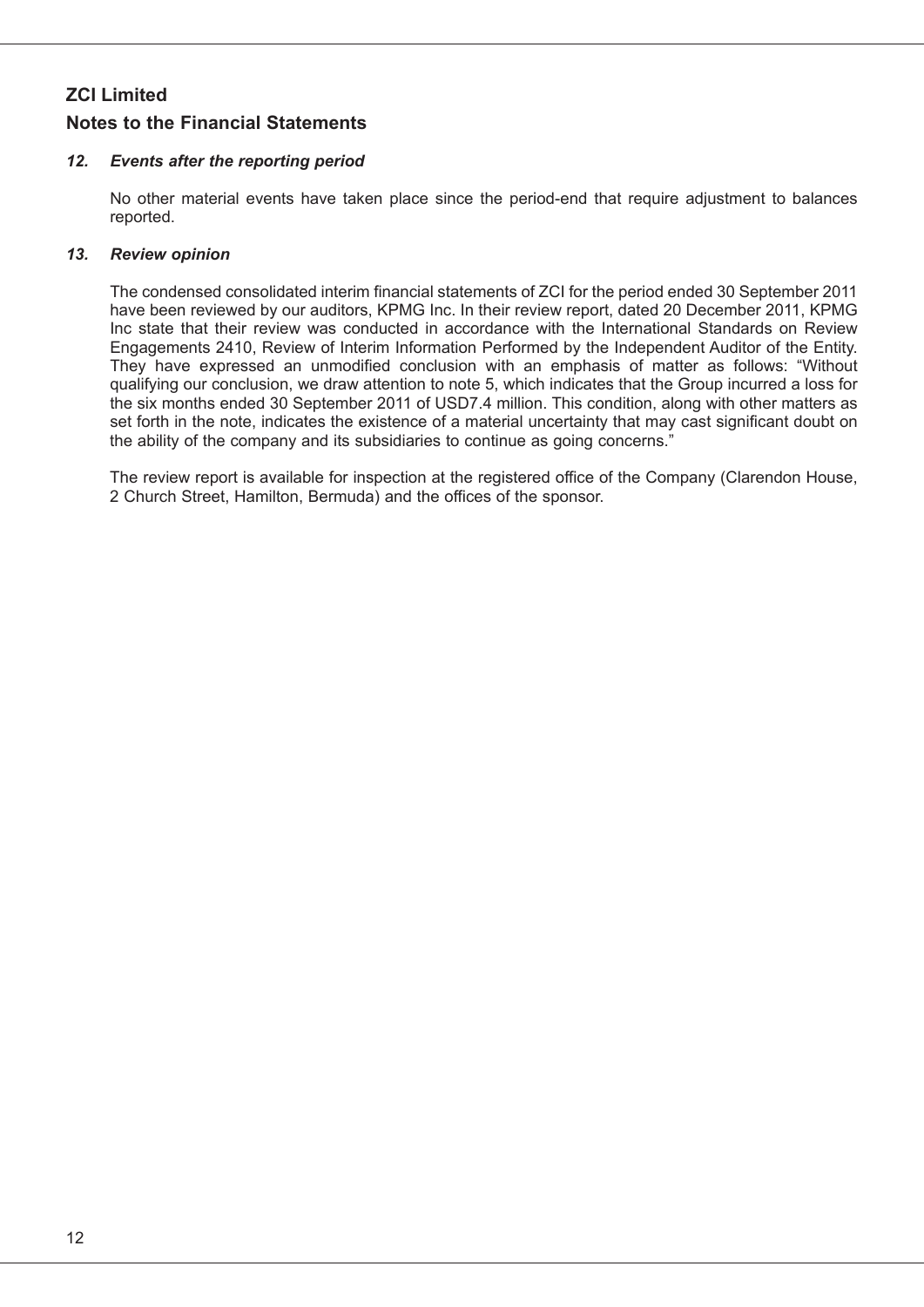## ZCI Limited

## Notes to the Financial Statements

### *12. Events after the reporting period*

No other material events have taken place since the period-end that require adjustment to balances reported.

### *13. Review opinion*

The condensed consolidated interim financial statements of ZCI for the period ended 30 September 2011 have been reviewed by our auditors, KPMG Inc. In their review report, dated 20 December 2011, KPMG Inc state that their review was conducted in accordance with the International Standards on Review Engagements 2410, Review of Interim Information Performed by the Independent Auditor of the Entity. They have expressed an unmodified conclusion with an emphasis of matter as follows: "Without qualifying our conclusion, we draw attention to note 5, which indicates that the Group incurred a loss for the six months ended 30 September 2011 of USD7.4 million. This condition, along with other matters as set forth in the note, indicates the existence of a material uncertainty that may cast significant doubt on the ability of the company and its subsidiaries to continue as going concerns."

The review report is available for inspection at the registered office of the Company (Clarendon House, 2 Church Street, Hamilton, Bermuda) and the offices of the sponsor.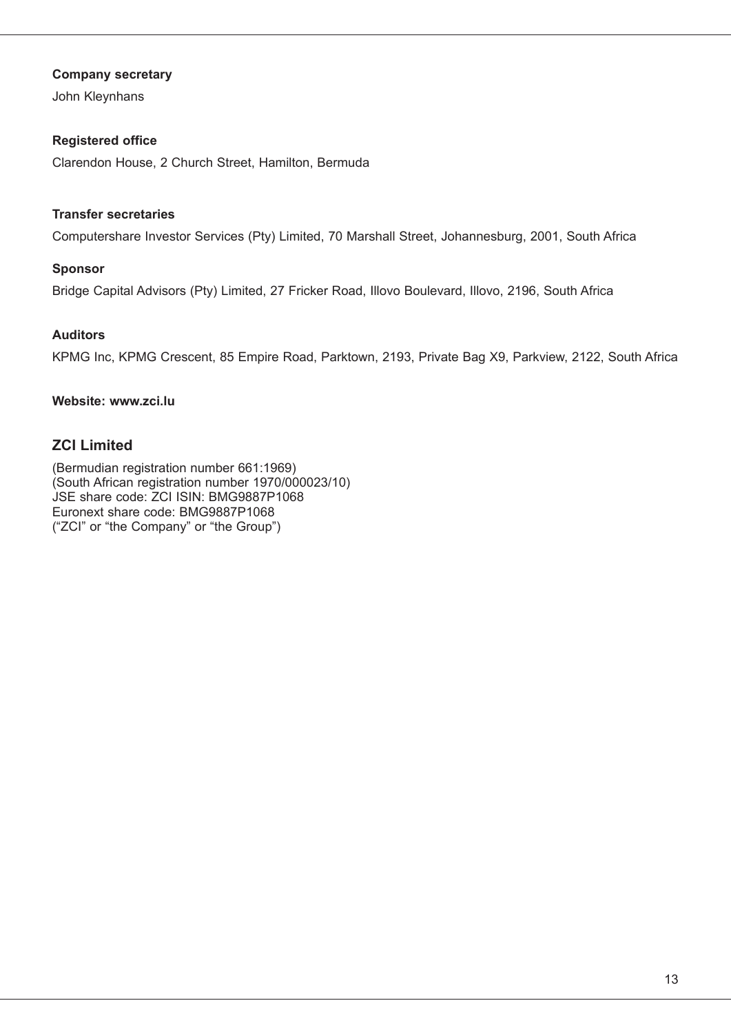**Company secretary**

John Kleynhans

**Registered office**

Clarendon House, 2 Church Street, Hamilton, Bermuda

**Transfer secretaries**

Computershare Investor Services (Pty) Limited, 70 Marshall Street, Johannesburg, 2001, South Africa

**Sponsor**

Bridge Capital Advisors (Pty) Limited, 27 Fricker Road, Illovo Boulevard, Illovo, 2196, South Africa

**Auditors**

KPMG Inc, KPMG Crescent, 85 Empire Road, Parktown, 2193, Private Bag X9, Parkview, 2122, South Africa

**Website: www.zci.lu**

## ZCI Limited

(Bermudian registration number 661:1969)
(South African registration number 1970/000023/10)
JSE share code: ZCI ISIN: BMG9887P1068
Euronext share code: BMG9887P1068
("ZCI" or "the Company" or "the Group")